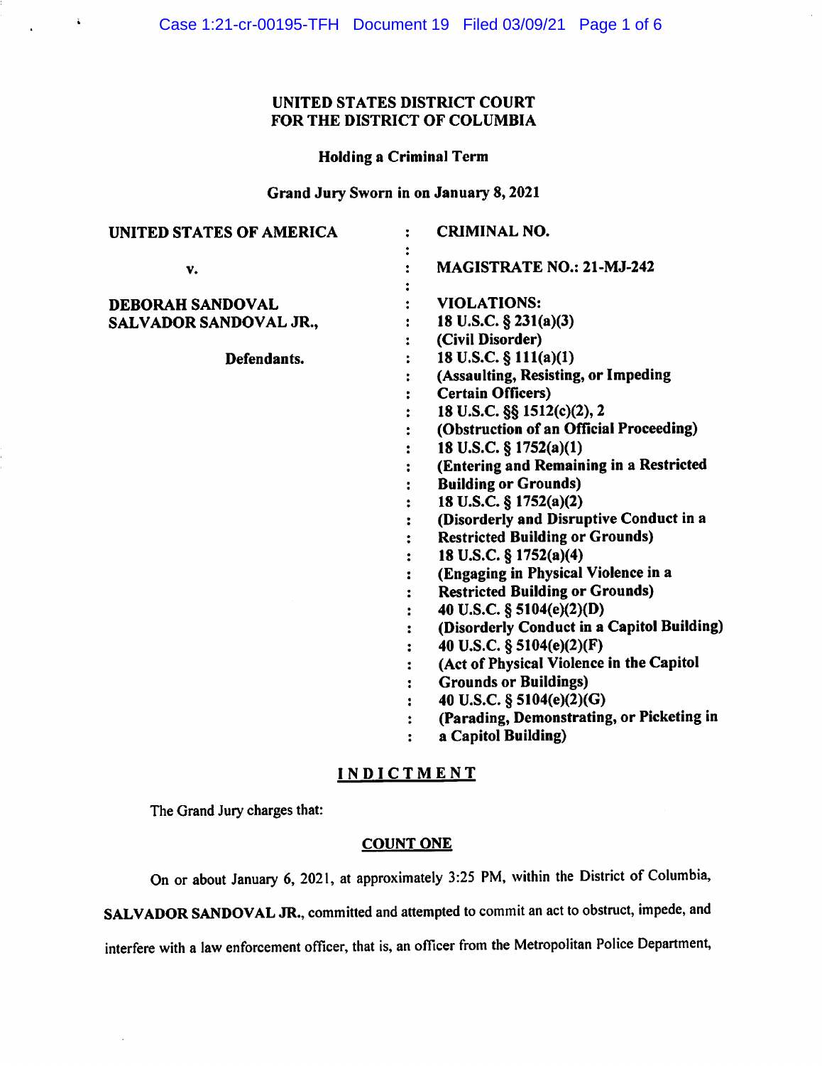**UNITED STATES DISTRICT COURT**
**FOR THE DISTRICT OF COLUMBIA**

**Holding a Criminal Term**

**Grand Jury Sworn in on January 8, 2021**

| | | |
|---|---|---|
| **UNITED STATES OF AMERICA** | : | **CRIMINAL NO.** |
| | : | |
| **v.** | : | **MAGISTRATE NO.: 21-MJ-242** |
| | : | |
| **DEBORAH SANDOVAL** | : | **VIOLATIONS:** |
| **SALVADOR SANDOVAL JR.,** | : | **18 U.S.C. § 231(a)(3)** |
| | : | **(Civil Disorder)** |
| **Defendants.** | : | **18 U.S.C. § 111(a)(1)** |
| | : | **(Assaulting, Resisting, or Impeding Certain Officers)** |
| | : | **18 U.S.C. §§ 1512(c)(2), 2** |
| | : | **(Obstruction of an Official Proceeding)** |
| | : | **18 U.S.C. § 1752(a)(1)** |
| | : | **(Entering and Remaining in a Restricted Building or Grounds)** |
| | : | **18 U.S.C. § 1752(a)(2)** |
| | : | **(Disorderly and Disruptive Conduct in a Restricted Building or Grounds)** |
| | : | **18 U.S.C. § 1752(a)(4)** |
| | : | **(Engaging in Physical Violence in a Restricted Building or Grounds)** |
| | : | **40 U.S.C. § 5104(e)(2)(D)** |
| | : | **(Disorderly Conduct in a Capitol Building)** |
| | : | **40 U.S.C. § 5104(e)(2)(F)** |
| | : | **(Act of Physical Violence in the Capitol Grounds or Buildings)** |
| | : | **40 U.S.C. § 5104(e)(2)(G)** |
| | : | **(Parading, Demonstrating, or Picketing in a Capitol Building)** |

## INDICTMENT

The Grand Jury charges that:

### COUNT ONE

On or about January 6, 2021, at approximately 3:25 PM, within the District of Columbia, **SALVADOR SANDOVAL JR.**, committed and attempted to commit an act to obstruct, impede, and interfere with a law enforcement officer, that is, an officer from the Metropolitan Police Department,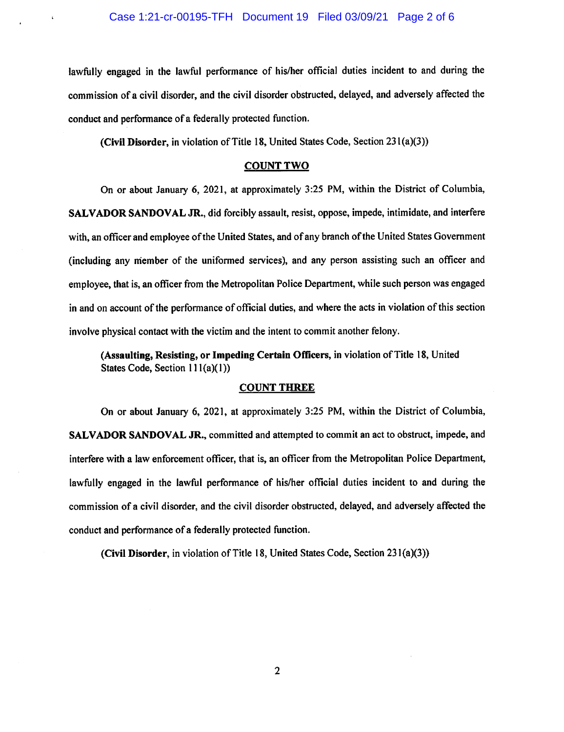lawfully engaged in the lawful performance of his/her official duties incident to and during the commission of a civil disorder, and the civil disorder obstructed, delayed, and adversely affected the conduct and performance of a federally protected function.

**(Civil Disorder**, in violation of Title 18, United States Code, Section 231(a)(3))

## COUNT TWO

On or about January 6, 2021, at approximately 3:25 PM, within the District of Columbia, **SALVADOR SANDOVAL JR.**, did forcibly assault, resist, oppose, impede, intimidate, and interfere with, an officer and employee of the United States, and of any branch of the United States Government (including any member of the uniformed services), and any person assisting such an officer and employee, that is, an officer from the Metropolitan Police Department, while such person was engaged in and on account of the performance of official duties, and where the acts in violation of this section involve physical contact with the victim and the intent to commit another felony.

**(Assaulting, Resisting, or Impeding Certain Officers**, in violation of Title 18, United States Code, Section 111(a)(1))

## COUNT THREE

On or about January 6, 2021, at approximately 3:25 PM, within the District of Columbia, **SALVADOR SANDOVAL JR.**, committed and attempted to commit an act to obstruct, impede, and interfere with a law enforcement officer, that is, an officer from the Metropolitan Police Department, lawfully engaged in the lawful performance of his/her official duties incident to and during the commission of a civil disorder, and the civil disorder obstructed, delayed, and adversely affected the conduct and performance of a federally protected function.

**(Civil Disorder**, in violation of Title 18, United States Code, Section 231(a)(3))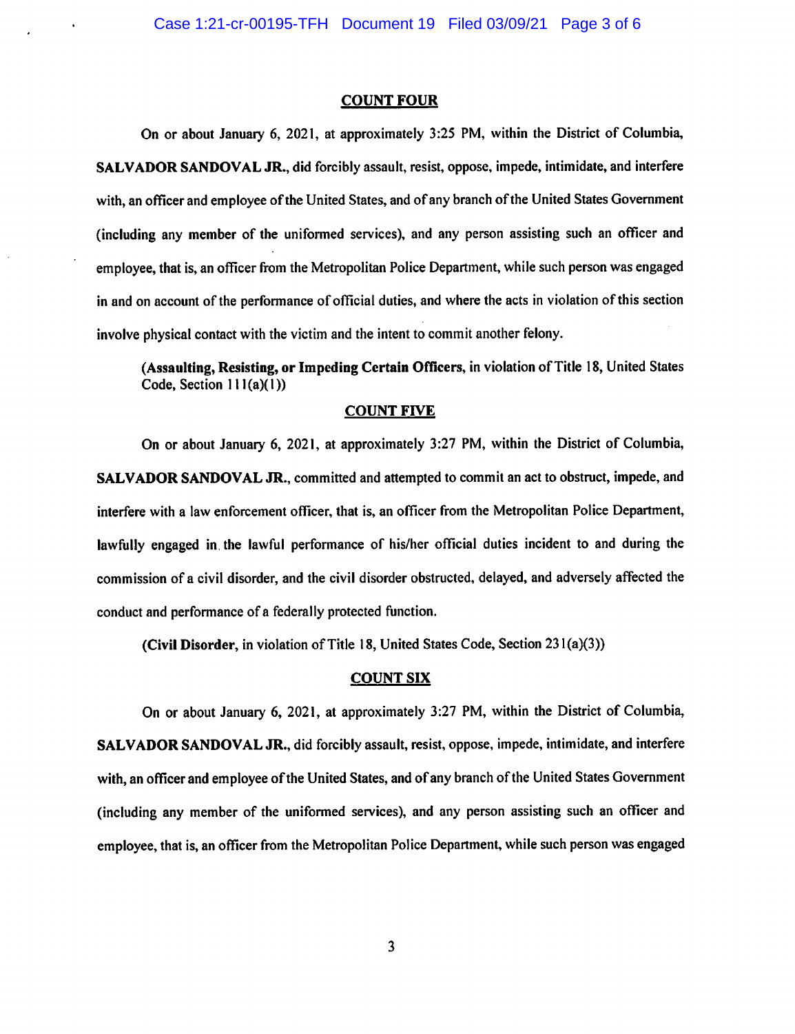## COUNT FOUR

On or about January 6, 2021, at approximately 3:25 PM, within the District of Columbia, **SALVADOR SANDOVAL JR.**, did forcibly assault, resist, oppose, impede, intimidate, and interfere with, an officer and employee of the United States, and of any branch of the United States Government (including any member of the uniformed services), and any person assisting such an officer and employee, that is, an officer from the Metropolitan Police Department, while such person was engaged in and on account of the performance of official duties, and where the acts in violation of this section involve physical contact with the victim and the intent to commit another felony.

(**Assaulting, Resisting, or Impeding Certain Officers**, in violation of Title 18, United States Code, Section 111(a)(1))

## COUNT FIVE

On or about January 6, 2021, at approximately 3:27 PM, within the District of Columbia, **SALVADOR SANDOVAL JR.**, committed and attempted to commit an act to obstruct, impede, and interfere with a law enforcement officer, that is, an officer from the Metropolitan Police Department, lawfully engaged in the lawful performance of his/her official duties incident to and during the commission of a civil disorder, and the civil disorder obstructed, delayed, and adversely affected the conduct and performance of a federally protected function.

(**Civil Disorder**, in violation of Title 18, United States Code, Section 231(a)(3))

## COUNT SIX

On or about January 6, 2021, at approximately 3:27 PM, within the District of Columbia, **SALVADOR SANDOVAL JR.**, did forcibly assault, resist, oppose, impede, intimidate, and interfere with, an officer and employee of the United States, and of any branch of the United States Government (including any member of the uniformed services), and any person assisting such an officer and employee, that is, an officer from the Metropolitan Police Department, while such person was engaged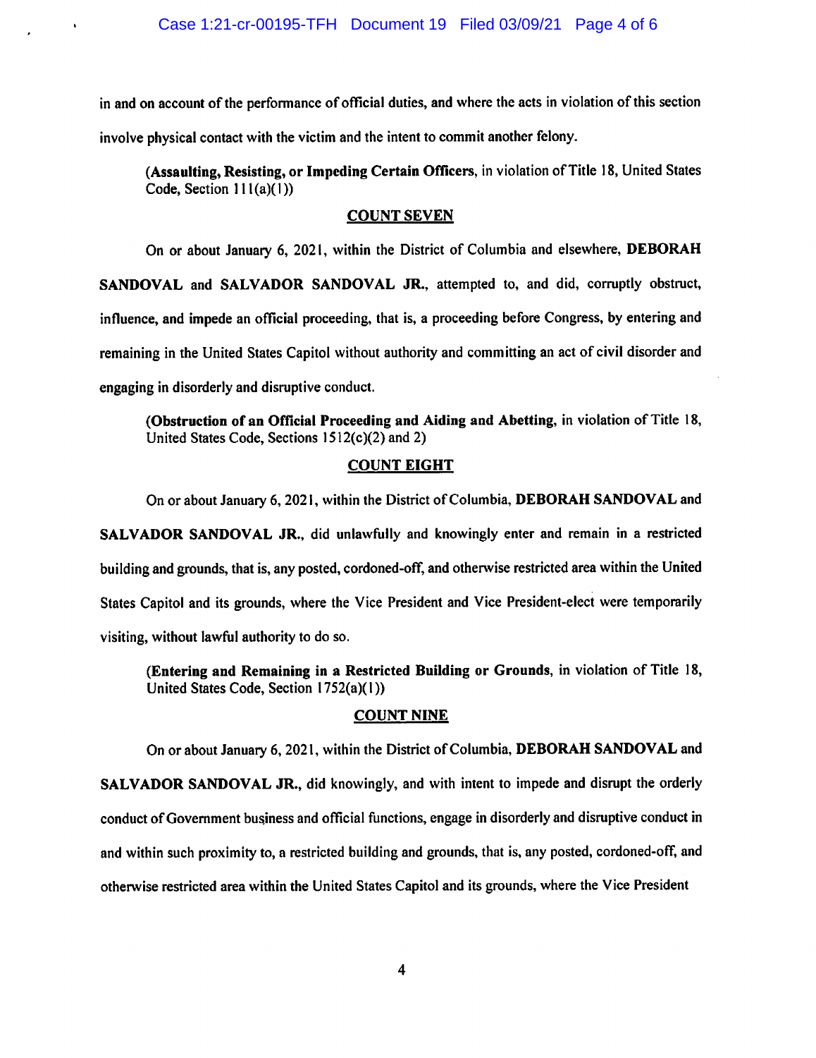in and on account of the performance of official duties, and where the acts in violation of this section involve physical contact with the victim and the intent to commit another felony.

> (**Assaulting, Resisting, or Impeding Certain Officers**, in violation of Title 18, United States Code, Section 111(a)(1))

## COUNT SEVEN

On or about January 6, 2021, within the District of Columbia and elsewhere, **DEBORAH SANDOVAL** and **SALVADOR SANDOVAL JR.**, attempted to, and did, corruptly obstruct, influence, and impede an official proceeding, that is, a proceeding before Congress, by entering and remaining in the United States Capitol without authority and committing an act of civil disorder and engaging in disorderly and disruptive conduct.

> (**Obstruction of an Official Proceeding and Aiding and Abetting**, in violation of Title 18, United States Code, Sections 1512(c)(2) and 2)

## COUNT EIGHT

On or about January 6, 2021, within the District of Columbia, **DEBORAH SANDOVAL** and **SALVADOR SANDOVAL JR.**, did unlawfully and knowingly enter and remain in a restricted building and grounds, that is, any posted, cordoned-off, and otherwise restricted area within the United States Capitol and its grounds, where the Vice President and Vice President-elect were temporarily visiting, without lawful authority to do so.

> (**Entering and Remaining in a Restricted Building or Grounds**, in violation of Title 18, United States Code, Section 1752(a)(1))

## COUNT NINE

On or about January 6, 2021, within the District of Columbia, **DEBORAH SANDOVAL** and **SALVADOR SANDOVAL JR.**, did knowingly, and with intent to impede and disrupt the orderly conduct of Government business and official functions, engage in disorderly and disruptive conduct in and within such proximity to, a restricted building and grounds, that is, any posted, cordoned-off, and otherwise restricted area within the United States Capitol and its grounds, where the Vice President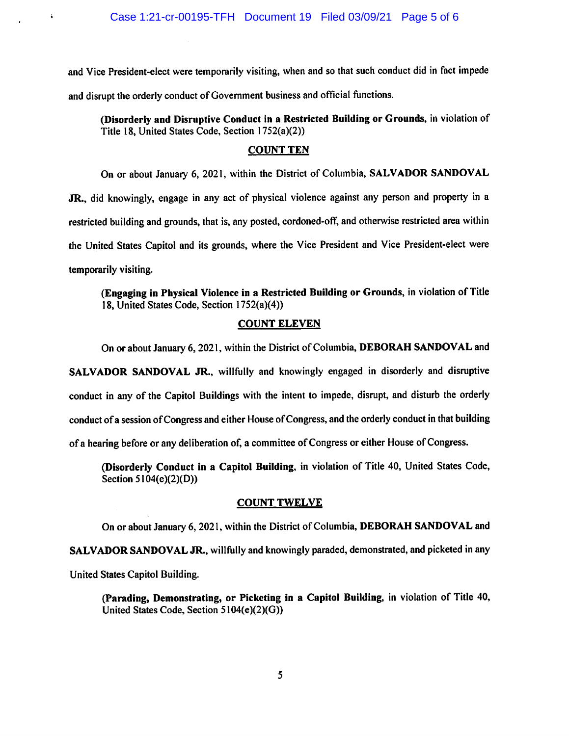and Vice President-elect were temporarily visiting, when and so that such conduct did in fact impede and disrupt the orderly conduct of Government business and official functions.

**(Disorderly and Disruptive Conduct in a Restricted Building or Grounds,** in violation of Title 18, United States Code, Section 1752(a)(2))

**COUNT TEN**

On or about January 6, 2021, within the District of Columbia, **SALVADOR SANDOVAL JR.**, did knowingly, engage in any act of physical violence against any person and property in a restricted building and grounds, that is, any posted, cordoned-off, and otherwise restricted area within the United States Capitol and its grounds, where the Vice President and Vice President-elect were temporarily visiting.

**(Engaging in Physical Violence in a Restricted Building or Grounds,** in violation of Title 18, United States Code, Section 1752(a)(4))

**COUNT ELEVEN**

On or about January 6, 2021, within the District of Columbia, **DEBORAH SANDOVAL** and **SALVADOR SANDOVAL JR.**, willfully and knowingly engaged in disorderly and disruptive conduct in any of the Capitol Buildings with the intent to impede, disrupt, and disturb the orderly conduct of a session of Congress and either House of Congress, and the orderly conduct in that building of a hearing before or any deliberation of, a committee of Congress or either House of Congress.

**(Disorderly Conduct in a Capitol Building,** in violation of Title 40, United States Code, Section 5104(e)(2)(D))

**COUNT TWELVE**

On or about January 6, 2021, within the District of Columbia, **DEBORAH SANDOVAL** and **SALVADOR SANDOVAL JR.**, willfully and knowingly paraded, demonstrated, and picketed in any United States Capitol Building.

**(Parading, Demonstrating, or Picketing in a Capitol Building,** in violation of Title 40, United States Code, Section 5104(e)(2)(G))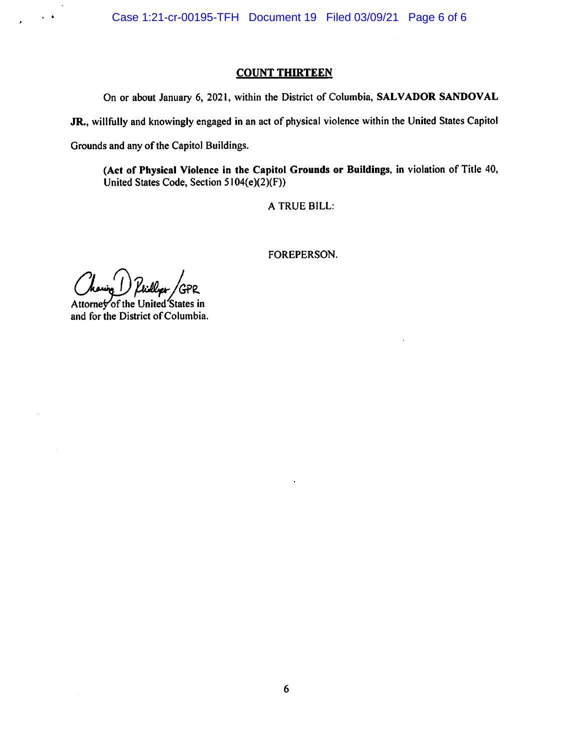## COUNT THIRTEEN

On or about January 6, 2021, within the District of Columbia, **SALVADOR SANDOVAL JR.**, willfully and knowingly engaged in an act of physical violence within the United States Capitol Grounds and any of the Capitol Buildings.

> (**Act of Physical Violence in the Capitol Grounds or Buildings**, in violation of Title 40, United States Code, Section 5104(e)(2)(F))

A TRUE BILL:

FOREPERSON.

Channing D. Phillips /GPR
Attorney of the United States in
and for the District of Columbia.